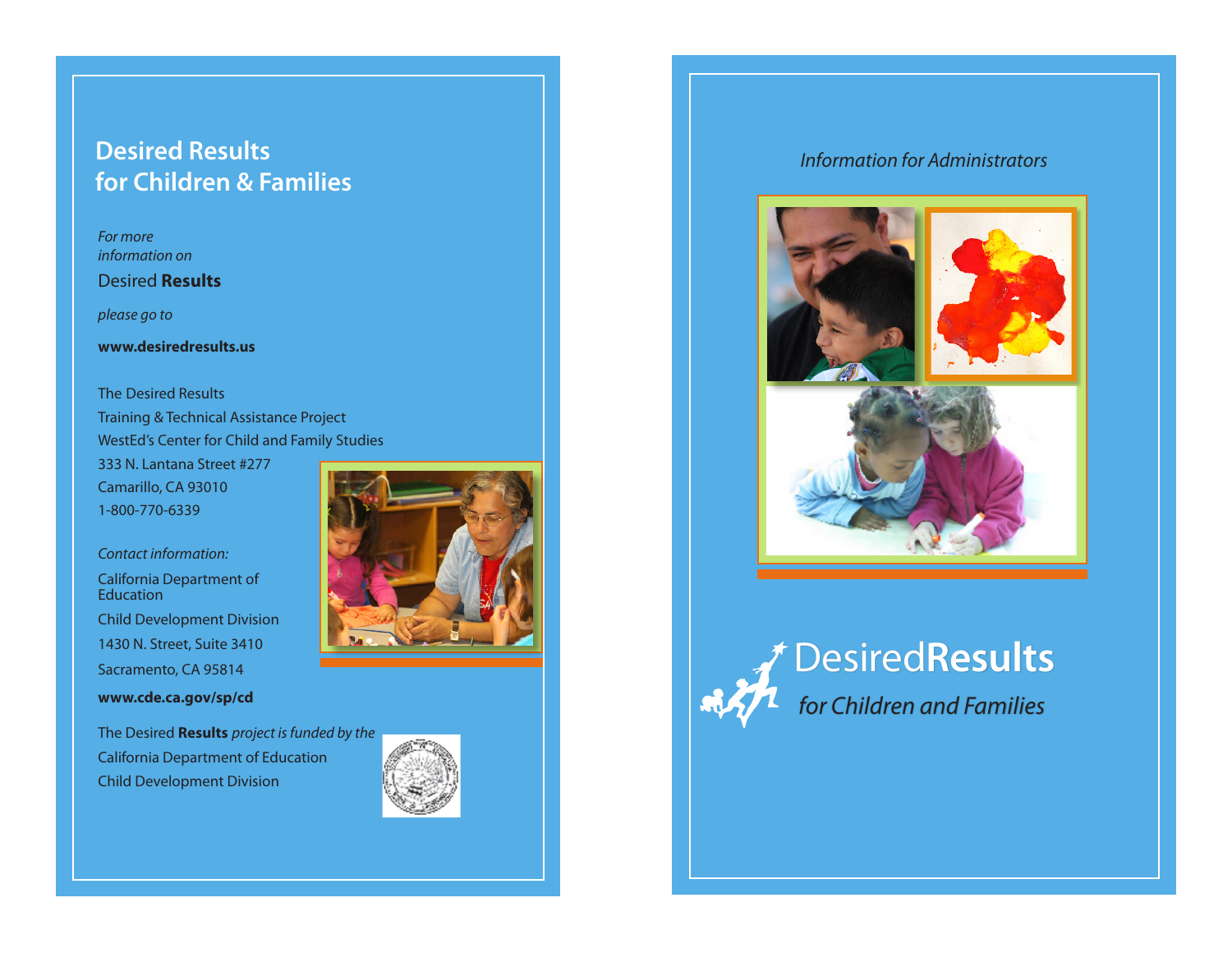# Desired Results for Children & Families

*For more information on*

Desired **Results**

*please go to*

**www.desiredresults.us**

The Desired Results
Training & Technical Assistance Project
WestEd's Center for Child and Family Studies
333 N. Lantana Street #277
Camarillo, CA 93010
1-800-770-6339

*Contact information:*

California Department of Education
Child Development Division
1430 N. Street, Suite 3410
Sacramento, CA 95814

**www.cde.ca.gov/sp/cd**

The Desired **Results** *project is funded by the*
California Department of Education
Child Development Division

*Information for Administrators*

Desired**Results**

*for Children and Families*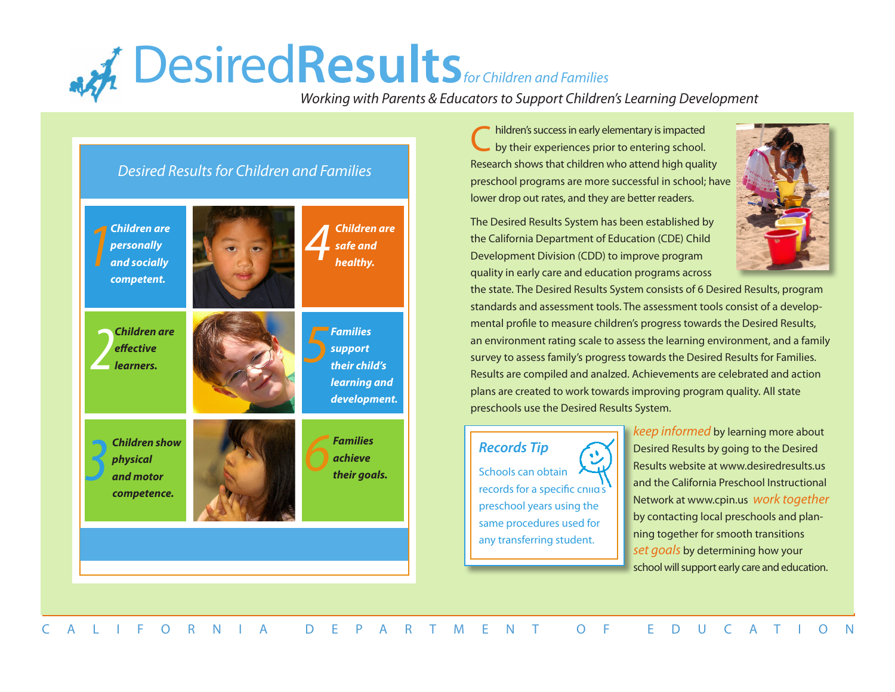# DesiredResults *for Children and Families*

*Working with Parents & Educators to Support Children's Learning Development*

## *Desired Results for Children and Families*

1. *Children are personally and socially competent.*
2. *Children are effective learners.*
3. *Children show physical and motor competence.*
4. *Children are safe and healthy.*
5. *Families support their child's learning and development.*
6. *Families achieve their goals.*

Children's success in early elementary is impacted by their experiences prior to entering school. Research shows that children who attend high quality preschool programs are more successful in school; have lower drop out rates, and they are better readers.

The Desired Results System has been established by the California Department of Education (CDE) Child Development Division (CDD) to improve program quality in early care and education programs across the state. The Desired Results System consists of 6 Desired Results, program standards and assessment tools. The assessment tools consist of a developmental profile to measure children's progress towards the Desired Results, an environment rating scale to assess the learning environment, and a family survey to assess family's progress towards the Desired Results for Families. Results are compiled and analzed. Achievements are celebrated and action plans are created to work towards improving program quality. All state preschools use the Desired Results System.

### *Records Tip*

Schools can obtain records for a specific child's preschool years using the same procedures used for any transferring student.

*keep informed* by learning more about Desired Results by going to the Desired Results website at www.desiredresults.us and the California Preschool Instructional Network at www.cpin.us *work together* by contacting local preschools and planning together for smooth transitions *set goals* by determining how your school will support early care and education.

C A L I F O R N I A D E P A R T M E N T O F E D U C A T I O N